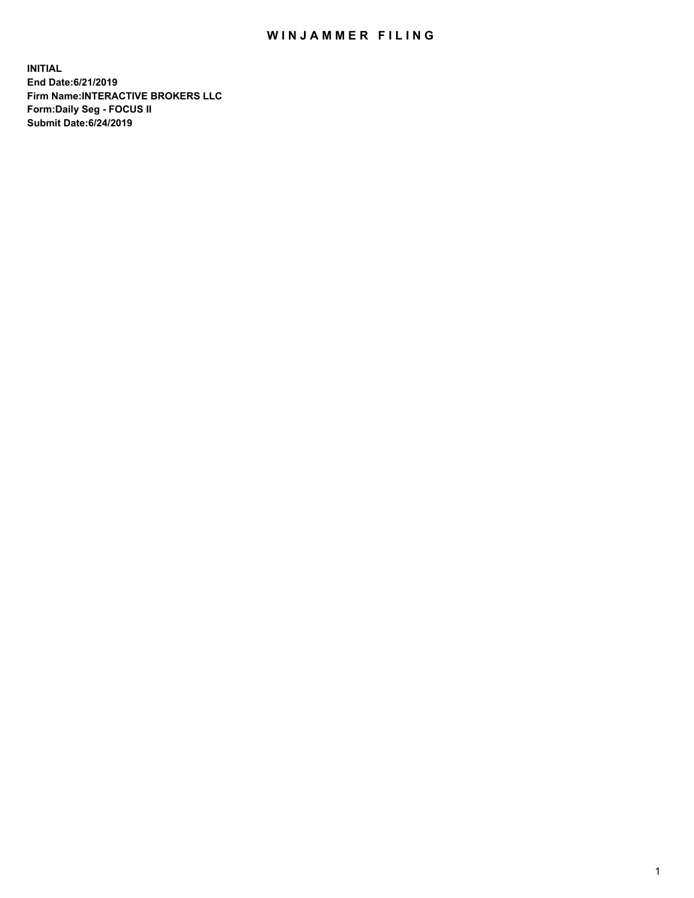# WINJAMMER FILING

**INITIAL**
**End Date:6/21/2019**
**Firm Name:INTERACTIVE BROKERS LLC**
**Form:Daily Seg - FOCUS II**
**Submit Date:6/24/2019**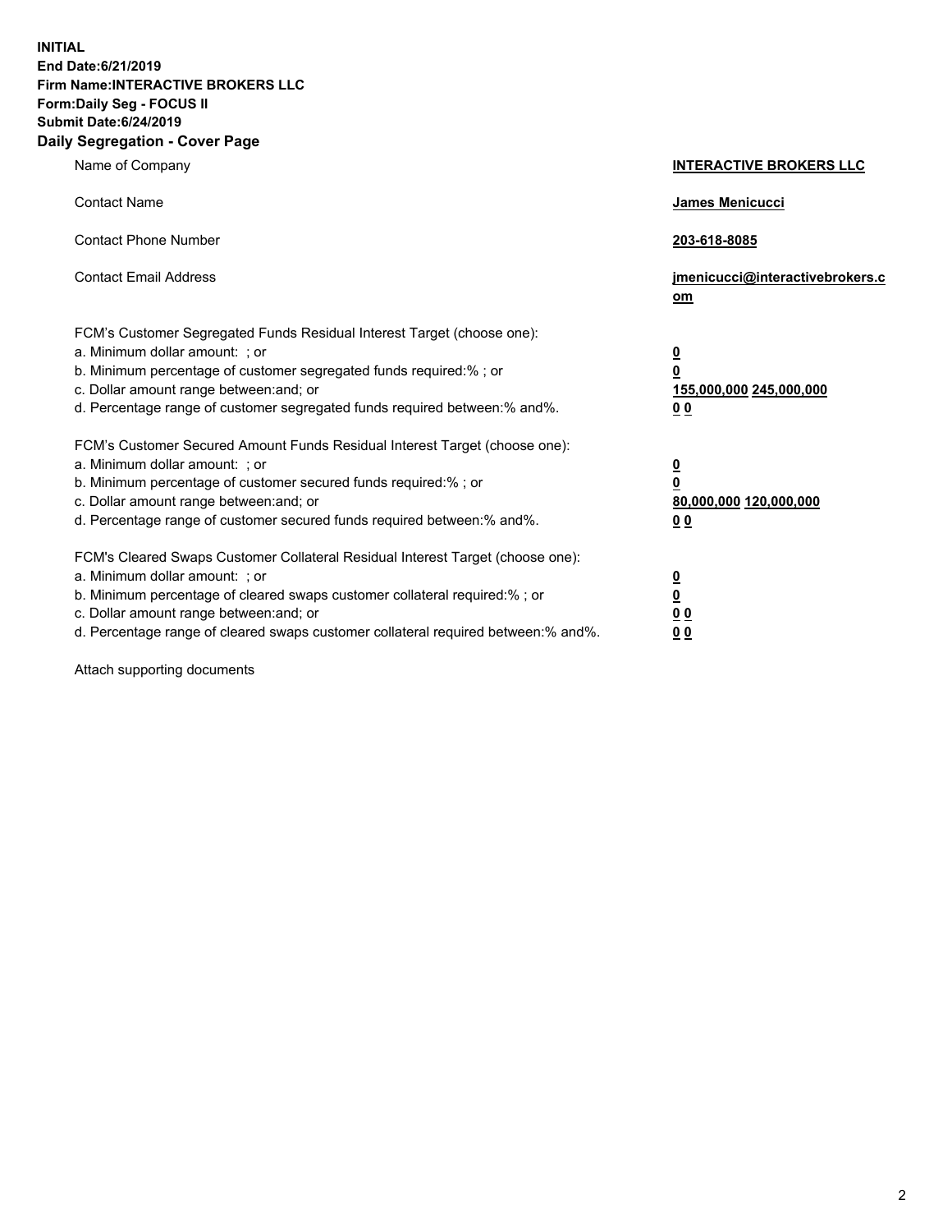**INITIAL**
**End Date:6/21/2019**
**Firm Name:INTERACTIVE BROKERS LLC**
**Form:Daily Seg - FOCUS II**
**Submit Date:6/24/2019**
**Daily Segregation - Cover Page**

| | |
|---|---|
| Name of Company | **INTERACTIVE BROKERS LLC** |
| Contact Name | **James Menicucci** |
| Contact Phone Number | **203-618-8085** |
| Contact Email Address | **jmenicucci@interactivebrokers.com** |
| FCM's Customer Segregated Funds Residual Interest Target (choose one): | |
| a. Minimum dollar amount: ; or | **0** |
| b. Minimum percentage of customer segregated funds required:% ; or | **0** |
| c. Dollar amount range between:and; or | **155,000,000 245,000,000** |
| d. Percentage range of customer segregated funds required between:% and%. | **0 0** |
| FCM's Customer Secured Amount Funds Residual Interest Target (choose one): | |
| a. Minimum dollar amount: ; or | **0** |
| b. Minimum percentage of customer secured funds required:% ; or | **0** |
| c. Dollar amount range between:and; or | **80,000,000 120,000,000** |
| d. Percentage range of customer secured funds required between:% and%. | **0 0** |
| FCM's Cleared Swaps Customer Collateral Residual Interest Target (choose one): | |
| a. Minimum dollar amount: ; or | **0** |
| b. Minimum percentage of cleared swaps customer collateral required:% ; or | **0** |
| c. Dollar amount range between:and; or | **0 0** |
| d. Percentage range of cleared swaps customer collateral required between:% and%. | **0 0** |

Attach supporting documents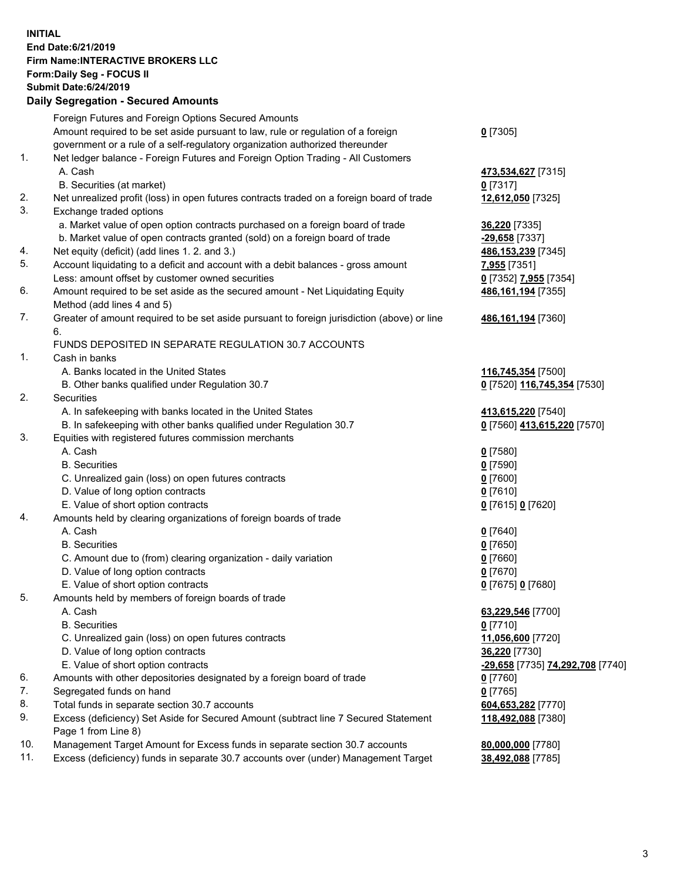**INITIAL**
**End Date:6/21/2019**
**Firm Name:INTERACTIVE BROKERS LLC**
**Form:Daily Seg - FOCUS II**
**Submit Date:6/24/2019**
**Daily Segregation - Secured Amounts**

| | | |
|---|---|---|
| | Foreign Futures and Foreign Options Secured Amounts | |
| | Amount required to be set aside pursuant to law, rule or regulation of a foreign government or a rule of a self-regulatory organization authorized thereunder | **0** [7305] |
| 1. | Net ledger balance - Foreign Futures and Foreign Option Trading - All Customers | |
| | A. Cash | **473,534,627** [7315] |
| | B. Securities (at market) | **0** [7317] |
| 2. | Net unrealized profit (loss) in open futures contracts traded on a foreign board of trade | **12,612,050** [7325] |
| 3. | Exchange traded options | |
| | a. Market value of open option contracts purchased on a foreign board of trade | **36,220** [7335] |
| | b. Market value of open contracts granted (sold) on a foreign board of trade | **-29,658** [7337] |
| 4. | Net equity (deficit) (add lines 1. 2. and 3.) | **486,153,239** [7345] |
| 5. | Account liquidating to a deficit and account with a debit balances - gross amount | **7,955** [7351] |
| | Less: amount offset by customer owned securities | **0** [7352] **7,955** [7354] |
| 6. | Amount required to be set aside as the secured amount - Net Liquidating Equity Method (add lines 4 and 5) | **486,161,194** [7355] |
| 7. | Greater of amount required to be set aside pursuant to foreign jurisdiction (above) or line 6. | **486,161,194** [7360] |
| | FUNDS DEPOSITED IN SEPARATE REGULATION 30.7 ACCOUNTS | |
| 1. | Cash in banks | |
| | A. Banks located in the United States | **116,745,354** [7500] |
| | B. Other banks qualified under Regulation 30.7 | **0** [7520] **116,745,354** [7530] |
| 2. | Securities | |
| | A. In safekeeping with banks located in the United States | **413,615,220** [7540] |
| | B. In safekeeping with other banks qualified under Regulation 30.7 | **0** [7560] **413,615,220** [7570] |
| 3. | Equities with registered futures commission merchants | |
| | A. Cash | **0** [7580] |
| | B. Securities | **0** [7590] |
| | C. Unrealized gain (loss) on open futures contracts | **0** [7600] |
| | D. Value of long option contracts | **0** [7610] |
| | E. Value of short option contracts | **0** [7615] **0** [7620] |
| 4. | Amounts held by clearing organizations of foreign boards of trade | |
| | A. Cash | **0** [7640] |
| | B. Securities | **0** [7650] |
| | C. Amount due to (from) clearing organization - daily variation | **0** [7660] |
| | D. Value of long option contracts | **0** [7670] |
| | E. Value of short option contracts | **0** [7675] **0** [7680] |
| 5. | Amounts held by members of foreign boards of trade | |
| | A. Cash | **63,229,546** [7700] |
| | B. Securities | **0** [7710] |
| | C. Unrealized gain (loss) on open futures contracts | **11,056,600** [7720] |
| | D. Value of long option contracts | **36,220** [7730] |
| | E. Value of short option contracts | **-29,658** [7735] **74,292,708** [7740] |
| 6. | Amounts with other depositories designated by a foreign board of trade | **0** [7760] |
| 7. | Segregated funds on hand | **0** [7765] |
| 8. | Total funds in separate section 30.7 accounts | **604,653,282** [7770] |
| 9. | Excess (deficiency) Set Aside for Secured Amount (subtract line 7 Secured Statement Page 1 from Line 8) | **118,492,088** [7380] |
| 10. | Management Target Amount for Excess funds in separate section 30.7 accounts | **80,000,000** [7780] |
| 11. | Excess (deficiency) funds in separate 30.7 accounts over (under) Management Target | **38,492,088** [7785] |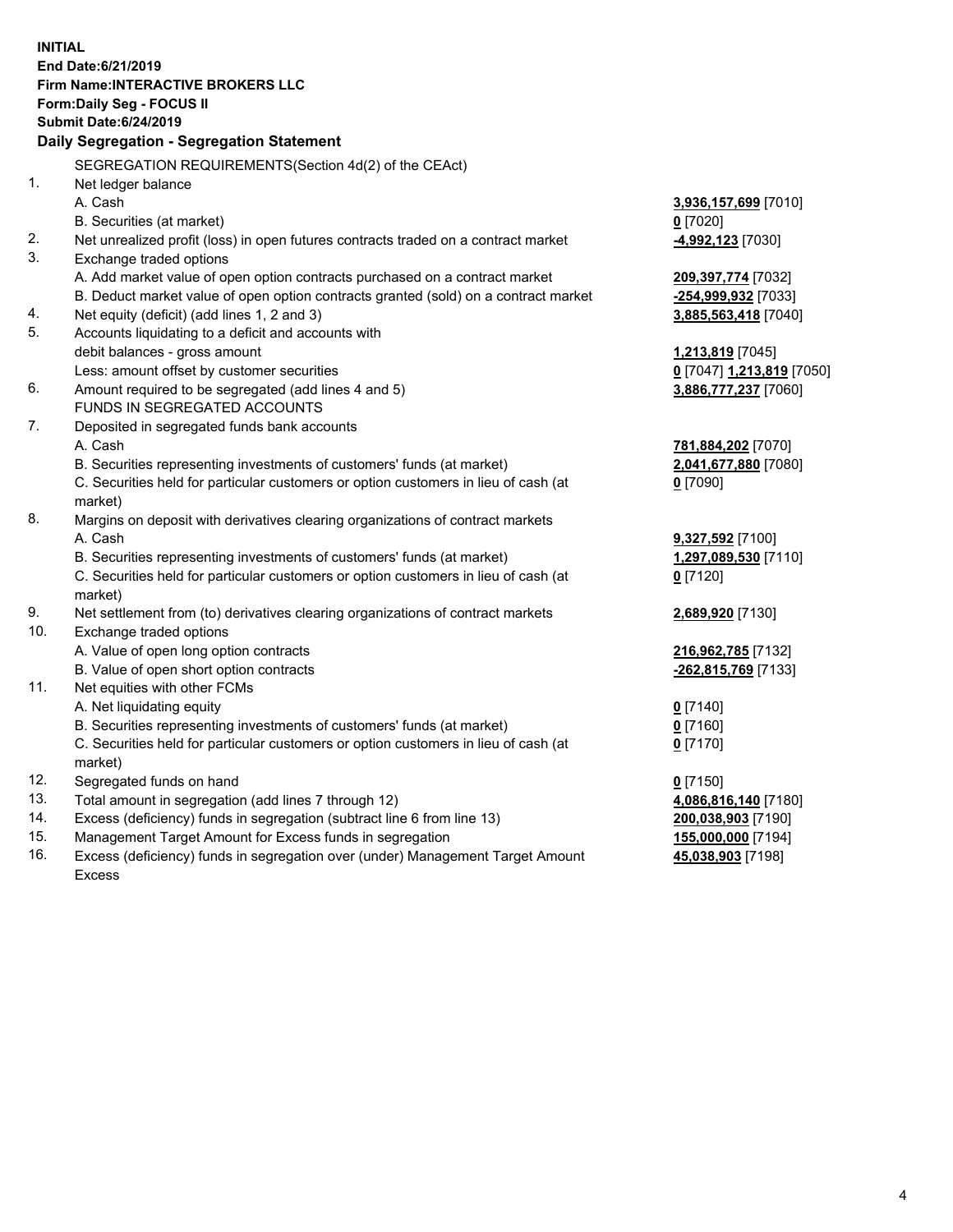**INITIAL**
**End Date:6/21/2019**
**Firm Name:INTERACTIVE BROKERS LLC**
**Form:Daily Seg - FOCUS II**
**Submit Date:6/24/2019**

### Daily Segregation - Segregation Statement

| | | |
|---|---|---|
| | SEGREGATION REQUIREMENTS(Section 4d(2) of the CEAct) | |
| 1. | Net ledger balance | |
| | A. Cash | **3,936,157,699** [7010] |
| | B. Securities (at market) | **0** [7020] |
| 2. | Net unrealized profit (loss) in open futures contracts traded on a contract market | **-4,992,123** [7030] |
| 3. | Exchange traded options | |
| | A. Add market value of open option contracts purchased on a contract market | **209,397,774** [7032] |
| | B. Deduct market value of open option contracts granted (sold) on a contract market | **-254,999,932** [7033] |
| 4. | Net equity (deficit) (add lines 1, 2 and 3) | **3,885,563,418** [7040] |
| 5. | Accounts liquidating to a deficit and accounts with debit balances - gross amount | **1,213,819** [7045] |
| | Less: amount offset by customer securities | **0** [7047] **1,213,819** [7050] |
| 6. | Amount required to be segregated (add lines 4 and 5) | **3,886,777,237** [7060] |
| | FUNDS IN SEGREGATED ACCOUNTS | |
| 7. | Deposited in segregated funds bank accounts | |
| | A. Cash | **781,884,202** [7070] |
| | B. Securities representing investments of customers' funds (at market) | **2,041,677,880** [7080] |
| | C. Securities held for particular customers or option customers in lieu of cash (at market) | **0** [7090] |
| 8. | Margins on deposit with derivatives clearing organizations of contract markets | |
| | A. Cash | **9,327,592** [7100] |
| | B. Securities representing investments of customers' funds (at market) | **1,297,089,530** [7110] |
| | C. Securities held for particular customers or option customers in lieu of cash (at market) | **0** [7120] |
| 9. | Net settlement from (to) derivatives clearing organizations of contract markets | **2,689,920** [7130] |
| 10. | Exchange traded options | |
| | A. Value of open long option contracts | **216,962,785** [7132] |
| | B. Value of open short option contracts | **-262,815,769** [7133] |
| 11. | Net equities with other FCMs | |
| | A. Net liquidating equity | **0** [7140] |
| | B. Securities representing investments of customers' funds (at market) | **0** [7160] |
| | C. Securities held for particular customers or option customers in lieu of cash (at market) | **0** [7170] |
| 12. | Segregated funds on hand | **0** [7150] |
| 13. | Total amount in segregation (add lines 7 through 12) | **4,086,816,140** [7180] |
| 14. | Excess (deficiency) funds in segregation (subtract line 6 from line 13) | **200,038,903** [7190] |
| 15. | Management Target Amount for Excess funds in segregation | **155,000,000** [7194] |
| 16. | Excess (deficiency) funds in segregation over (under) Management Target Amount Excess | **45,038,903** [7198] |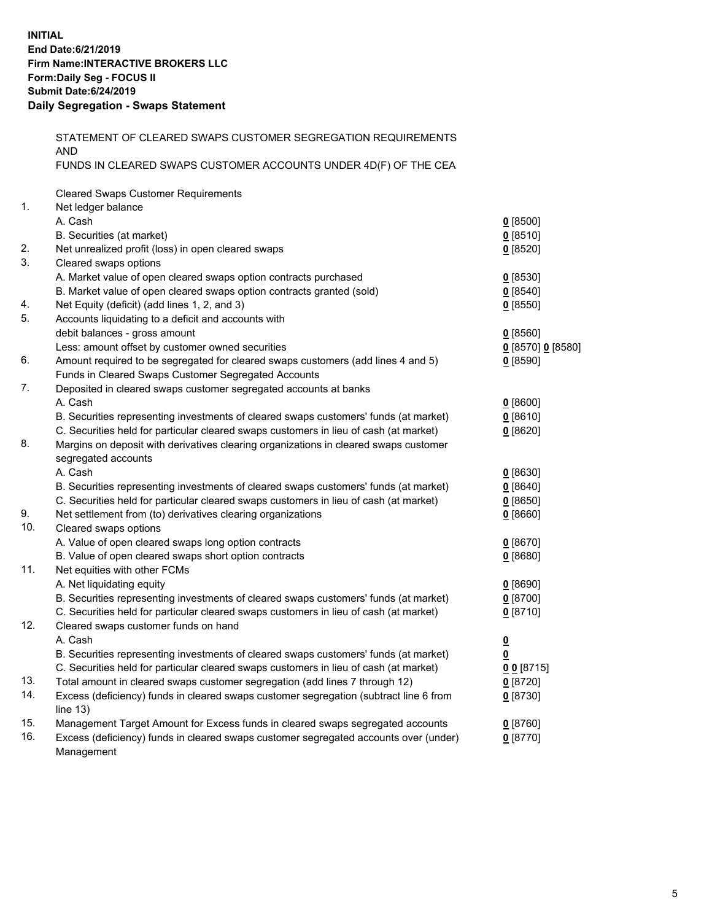**INITIAL**
**End Date:6/21/2019**
**Firm Name:INTERACTIVE BROKERS LLC**
**Form:Daily Seg - FOCUS II**
**Submit Date:6/24/2019**
**Daily Segregation - Swaps Statement**

STATEMENT OF CLEARED SWAPS CUSTOMER SEGREGATION REQUIREMENTS AND FUNDS IN CLEARED SWAPS CUSTOMER ACCOUNTS UNDER 4D(F) OF THE CEA

| | | |
|---|---|---|
| | Cleared Swaps Customer Requirements | |
| 1. | Net ledger balance | |
| | A. Cash | 0 [8500] |
| | B. Securities (at market) | 0 [8510] |
| 2. | Net unrealized profit (loss) in open cleared swaps | 0 [8520] |
| 3. | Cleared swaps options | |
| | A. Market value of open cleared swaps option contracts purchased | 0 [8530] |
| | B. Market value of open cleared swaps option contracts granted (sold) | 0 [8540] |
| 4. | Net Equity (deficit) (add lines 1, 2, and 3) | 0 [8550] |
| 5. | Accounts liquidating to a deficit and accounts with | |
| | debit balances - gross amount | 0 [8560] |
| | Less: amount offset by customer owned securities | 0 [8570] 0 [8580] |
| 6. | Amount required to be segregated for cleared swaps customers (add lines 4 and 5) | 0 [8590] |
| | Funds in Cleared Swaps Customer Segregated Accounts | |
| 7. | Deposited in cleared swaps customer segregated accounts at banks | |
| | A. Cash | 0 [8600] |
| | B. Securities representing investments of cleared swaps customers' funds (at market) | 0 [8610] |
| | C. Securities held for particular cleared swaps customers in lieu of cash (at market) | 0 [8620] |
| 8. | Margins on deposit with derivatives clearing organizations in cleared swaps customer segregated accounts | |
| | A. Cash | 0 [8630] |
| | B. Securities representing investments of cleared swaps customers' funds (at market) | 0 [8640] |
| | C. Securities held for particular cleared swaps customers in lieu of cash (at market) | 0 [8650] |
| 9. | Net settlement from (to) derivatives clearing organizations | 0 [8660] |
| 10. | Cleared swaps options | |
| | A. Value of open cleared swaps long option contracts | 0 [8670] |
| | B. Value of open cleared swaps short option contracts | 0 [8680] |
| 11. | Net equities with other FCMs | |
| | A. Net liquidating equity | 0 [8690] |
| | B. Securities representing investments of cleared swaps customers' funds (at market) | 0 [8700] |
| | C. Securities held for particular cleared swaps customers in lieu of cash (at market) | 0 [8710] |
| 12. | Cleared swaps customer funds on hand | |
| | A. Cash | 0 |
| | B. Securities representing investments of cleared swaps customers' funds (at market) | 0 |
| | C. Securities held for particular cleared swaps customers in lieu of cash (at market) | 0 0 [8715] |
| 13. | Total amount in cleared swaps customer segregation (add lines 7 through 12) | 0 [8720] |
| 14. | Excess (deficiency) funds in cleared swaps customer segregation (subtract line 6 from line 13) | 0 [8730] |
| 15. | Management Target Amount for Excess funds in cleared swaps segregated accounts | 0 [8760] |
| 16. | Excess (deficiency) funds in cleared swaps customer segregated accounts over (under) Management | 0 [8770] |